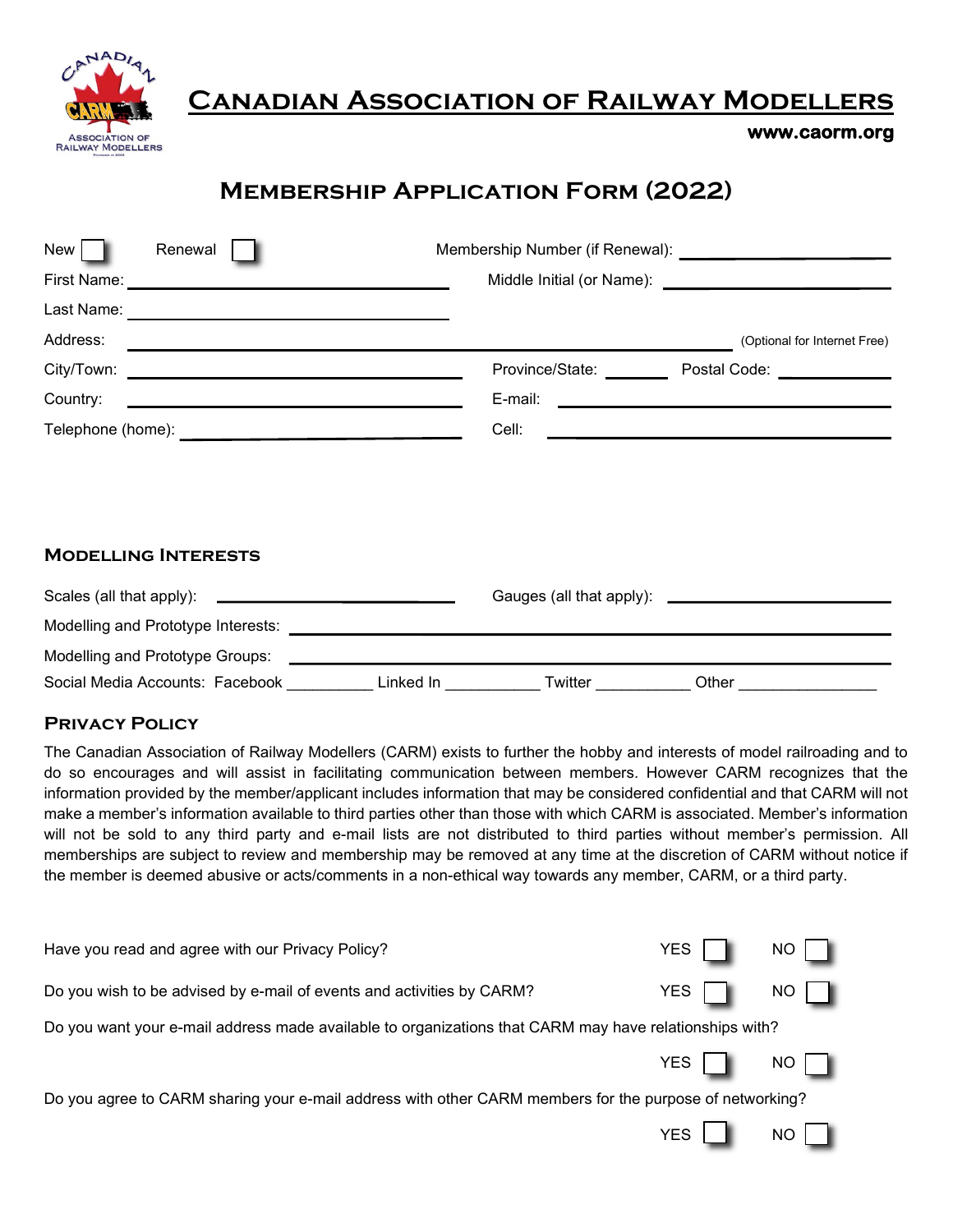# Canadian Association of Railway Modellers

www.caorm.org

## Membership Application Form (2022)

New ☐ Renewal ☐ Membership Number (if Renewal): ____________________

First Name: ______________________________ Middle Initial (or Name): ____________________

Last Name: ______________________________

Address: ____________________________________________ (Optional for Internet Free)

City/Town: ______________________________ Province/State: ________ Postal Code: __________

Country: ______________________________ E-mail: ______________________________

Telephone (home): ______________________________ Cell: ______________________________

### Modelling Interests

Scales (all that apply): ____________________ Gauges (all that apply): ____________________

Modelling and Prototype Interests: ____________________________________________

Modelling and Prototype Groups: ____________________________________________

Social Media Accounts: Facebook _________ Linked In __________ Twitter __________ Other _______________

### Privacy Policy

The Canadian Association of Railway Modellers (CARM) exists to further the hobby and interests of model railroading and to do so encourages and will assist in facilitating communication between members. However CARM recognizes that the information provided by the member/applicant includes information that may be considered confidential and that CARM will not make a member's information available to third parties other than those with which CARM is associated. Member's information will not be sold to any third party and e-mail lists are not distributed to third parties without member's permission. All memberships are subject to review and membership may be removed at any time at the discretion of CARM without notice if the member is deemed abusive or acts/comments in a non-ethical way towards any member, CARM, or a third party.

Have you read and agree with our Privacy Policy? YES ☐ NO ☐

Do you wish to be advised by e-mail of events and activities by CARM? YES ☐ NO ☐

Do you want your e-mail address made available to organizations that CARM may have relationships with?

YES ☐ NO ☐

Do you agree to CARM sharing your e-mail address with other CARM members for the purpose of networking?

YES ☐ NO ☐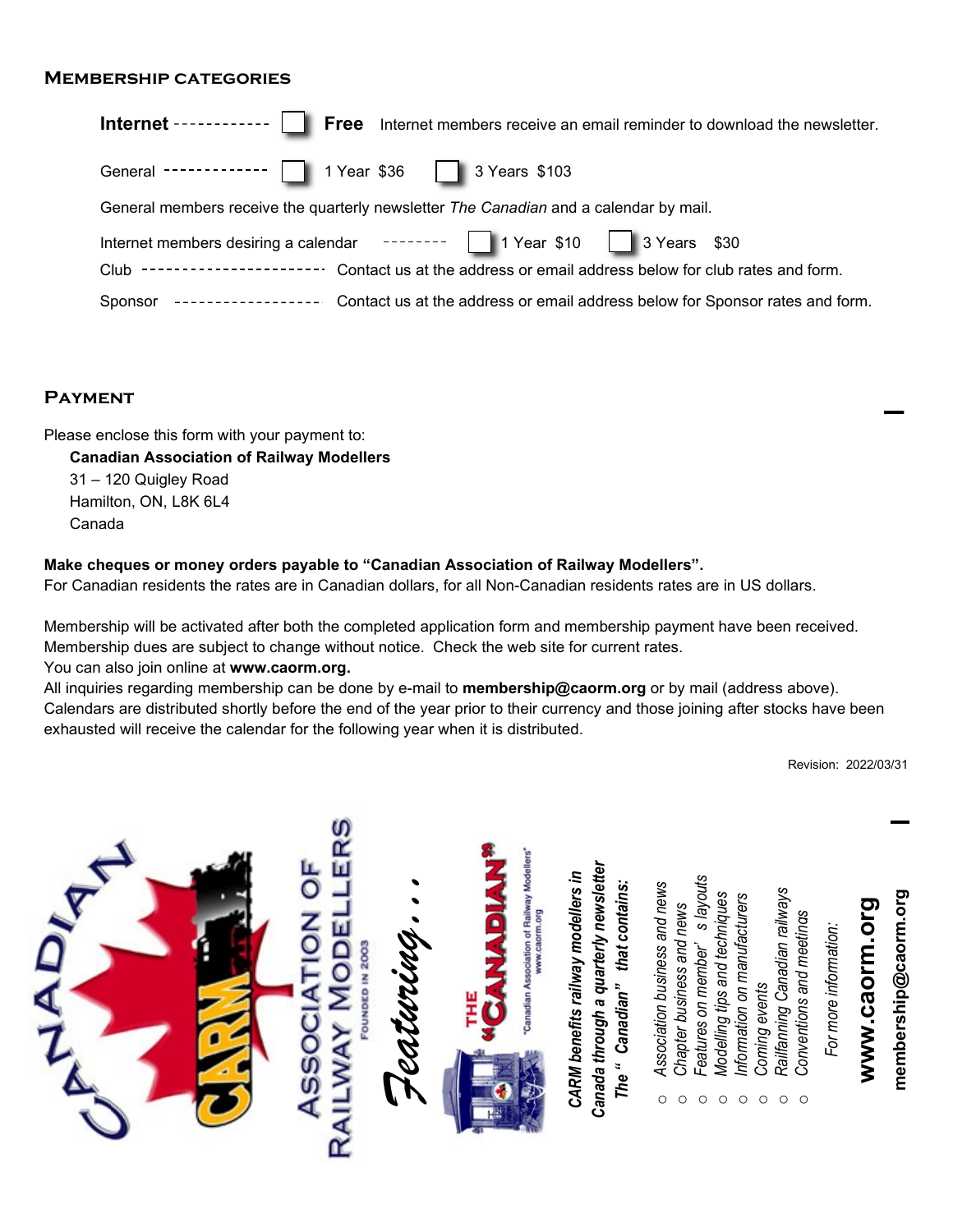## Membership categories

**Internet** ------------ ☐ **Free** Internet members receive an email reminder to download the newsletter.

General ------------- ☐ 1 Year $36 ☐ 3 Years $103

General members receive the quarterly newsletter *The Canadian* and a calendar by mail.

Internet members desiring a calendar -------- ☐ 1 Year $10 ☐ 3 Years $30

Club ---------------------- Contact us at the address or email address below for club rates and form.

Sponsor ------------------ Contact us at the address or email address below for Sponsor rates and form.

## Payment

Please enclose this form with your payment to:

**Canadian Association of Railway Modellers**
31 – 120 Quigley Road
Hamilton, ON, L8K 6L4
Canada

**Make cheques or money orders payable to "Canadian Association of Railway Modellers".**
For Canadian residents the rates are in Canadian dollars, for all Non-Canadian residents rates are in US dollars.

Membership will be activated after both the completed application form and membership payment have been received.
Membership dues are subject to change without notice. Check the web site for current rates.
You can also join online at **www.caorm.org.**
All inquiries regarding membership can be done by e-mail to **membership@caorm.org** or by mail (address above).
Calendars are distributed shortly before the end of the year prior to their currency and those joining after stocks have been exhausted will receive the calendar for the following year when it is distributed.

Revision: 2022/03/31

CANADIAN CARM ASSOCIATION OF RAILWAY MODELLERS
FOUNDED IN 2003

*Featuring…*

THE "CANADIAN"
"Canadian Association of Railway Modellers"
www.caorm.org

***CARM benefits railway modellers in Canada through a quarterly newsletter The " Canadian" that contains:***

- *Association business and news*
- *Chapter business and news*
- *Features on member's layouts*
- *Modelling tips and techniques*
- *Information on manufacturers*
- *Coming events*
- *Railfanning Canadian railways*
- *Conventions and meetings*

*For more information:*

**www.caorm.org**

**membership@caorm.org**